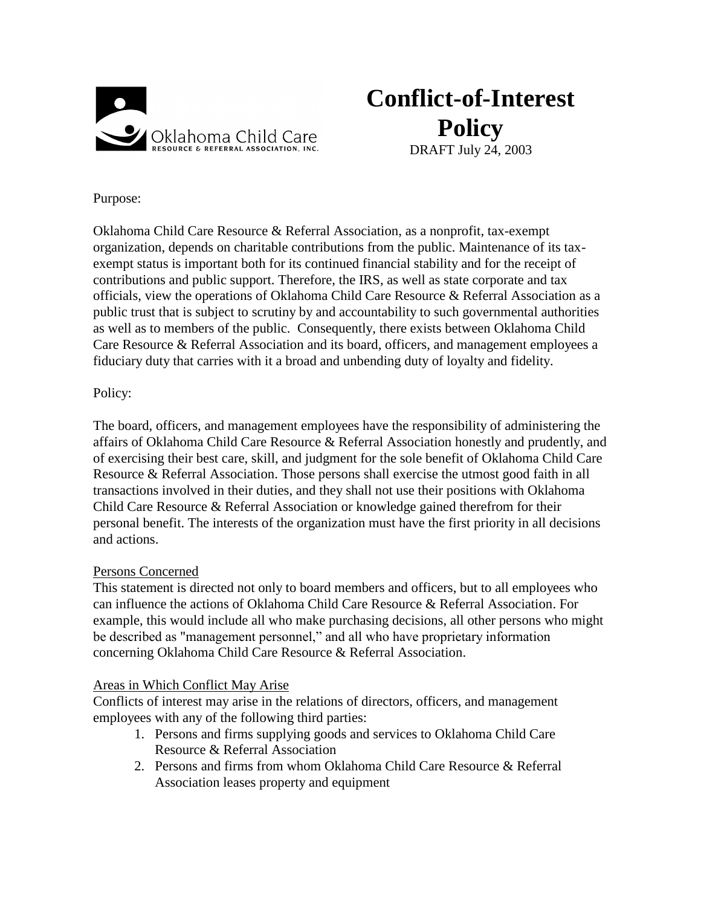Oklahoma Child Care
RESOURCE & REFERRAL ASSOCIATION, INC.

# Conflict-of-Interest Policy

DRAFT July 24, 2003

Purpose:

Oklahoma Child Care Resource & Referral Association, as a nonprofit, tax-exempt organization, depends on charitable contributions from the public. Maintenance of its tax-exempt status is important both for its continued financial stability and for the receipt of contributions and public support. Therefore, the IRS, as well as state corporate and tax officials, view the operations of Oklahoma Child Care Resource & Referral Association as a public trust that is subject to scrutiny by and accountability to such governmental authorities as well as to members of the public. Consequently, there exists between Oklahoma Child Care Resource & Referral Association and its board, officers, and management employees a fiduciary duty that carries with it a broad and unbending duty of loyalty and fidelity.

Policy:

The board, officers, and management employees have the responsibility of administering the affairs of Oklahoma Child Care Resource & Referral Association honestly and prudently, and of exercising their best care, skill, and judgment for the sole benefit of Oklahoma Child Care Resource & Referral Association. Those persons shall exercise the utmost good faith in all transactions involved in their duties, and they shall not use their positions with Oklahoma Child Care Resource & Referral Association or knowledge gained therefrom for their personal benefit. The interests of the organization must have the first priority in all decisions and actions.

Persons Concerned

This statement is directed not only to board members and officers, but to all employees who can influence the actions of Oklahoma Child Care Resource & Referral Association. For example, this would include all who make purchasing decisions, all other persons who might be described as "management personnel," and all who have proprietary information concerning Oklahoma Child Care Resource & Referral Association.

Areas in Which Conflict May Arise

Conflicts of interest may arise in the relations of directors, officers, and management employees with any of the following third parties:

1. Persons and firms supplying goods and services to Oklahoma Child Care Resource & Referral Association
2. Persons and firms from whom Oklahoma Child Care Resource & Referral Association leases property and equipment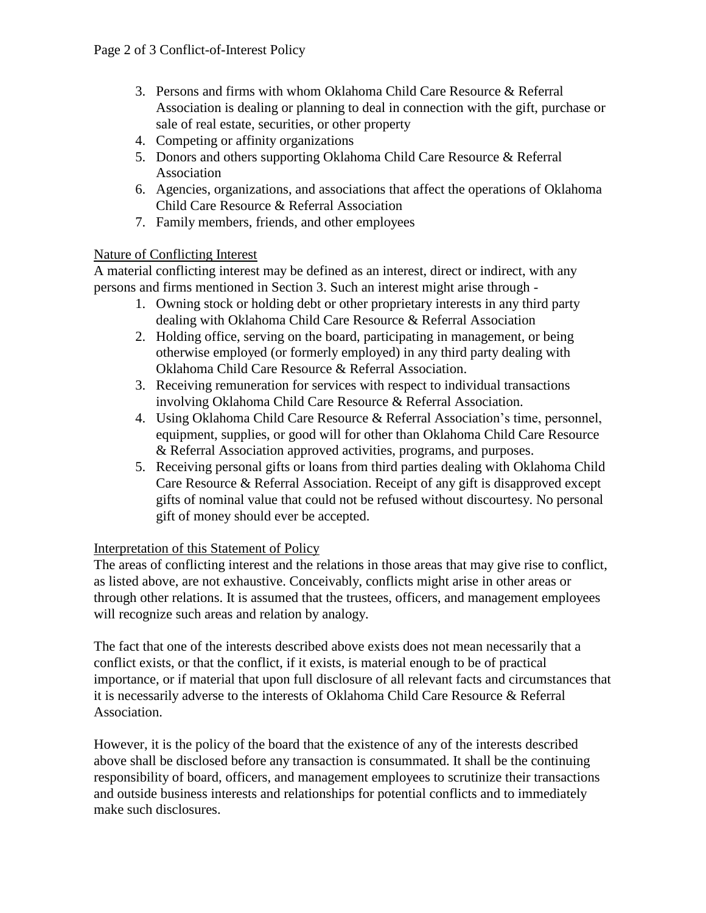3. Persons and firms with whom Oklahoma Child Care Resource & Referral Association is dealing or planning to deal in connection with the gift, purchase or sale of real estate, securities, or other property
4. Competing or affinity organizations
5. Donors and others supporting Oklahoma Child Care Resource & Referral Association
6. Agencies, organizations, and associations that affect the operations of Oklahoma Child Care Resource & Referral Association
7. Family members, friends, and other employees

<u>Nature of Conflicting Interest</u>

A material conflicting interest may be defined as an interest, direct or indirect, with any persons and firms mentioned in Section 3. Such an interest might arise through -

1. Owning stock or holding debt or other proprietary interests in any third party dealing with Oklahoma Child Care Resource & Referral Association
2. Holding office, serving on the board, participating in management, or being otherwise employed (or formerly employed) in any third party dealing with Oklahoma Child Care Resource & Referral Association.
3. Receiving remuneration for services with respect to individual transactions involving Oklahoma Child Care Resource & Referral Association.
4. Using Oklahoma Child Care Resource & Referral Association's time, personnel, equipment, supplies, or good will for other than Oklahoma Child Care Resource & Referral Association approved activities, programs, and purposes.
5. Receiving personal gifts or loans from third parties dealing with Oklahoma Child Care Resource & Referral Association. Receipt of any gift is disapproved except gifts of nominal value that could not be refused without discourtesy. No personal gift of money should ever be accepted.

<u>Interpretation of this Statement of Policy</u>

The areas of conflicting interest and the relations in those areas that may give rise to conflict, as listed above, are not exhaustive. Conceivably, conflicts might arise in other areas or through other relations. It is assumed that the trustees, officers, and management employees will recognize such areas and relation by analogy.

The fact that one of the interests described above exists does not mean necessarily that a conflict exists, or that the conflict, if it exists, is material enough to be of practical importance, or if material that upon full disclosure of all relevant facts and circumstances that it is necessarily adverse to the interests of Oklahoma Child Care Resource & Referral Association.

However, it is the policy of the board that the existence of any of the interests described above shall be disclosed before any transaction is consummated. It shall be the continuing responsibility of board, officers, and management employees to scrutinize their transactions and outside business interests and relationships for potential conflicts and to immediately make such disclosures.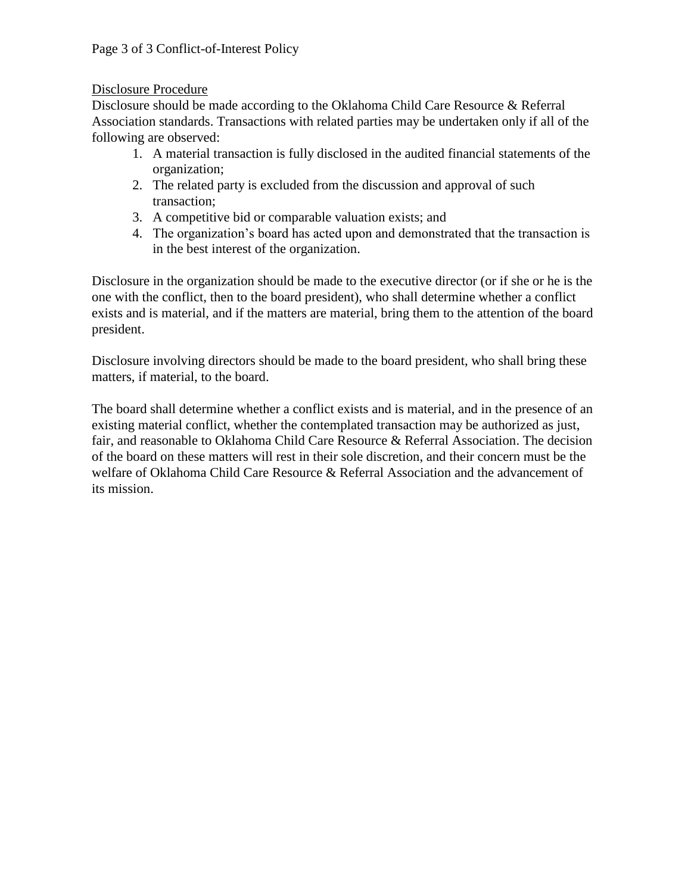## Disclosure Procedure

Disclosure should be made according to the Oklahoma Child Care Resource & Referral Association standards. Transactions with related parties may be undertaken only if all of the following are observed:

1. A material transaction is fully disclosed in the audited financial statements of the organization;
2. The related party is excluded from the discussion and approval of such transaction;
3. A competitive bid or comparable valuation exists; and
4. The organization's board has acted upon and demonstrated that the transaction is in the best interest of the organization.

Disclosure in the organization should be made to the executive director (or if she or he is the one with the conflict, then to the board president), who shall determine whether a conflict exists and is material, and if the matters are material, bring them to the attention of the board president.

Disclosure involving directors should be made to the board president, who shall bring these matters, if material, to the board.

The board shall determine whether a conflict exists and is material, and in the presence of an existing material conflict, whether the contemplated transaction may be authorized as just, fair, and reasonable to Oklahoma Child Care Resource & Referral Association. The decision of the board on these matters will rest in their sole discretion, and their concern must be the welfare of Oklahoma Child Care Resource & Referral Association and the advancement of its mission.